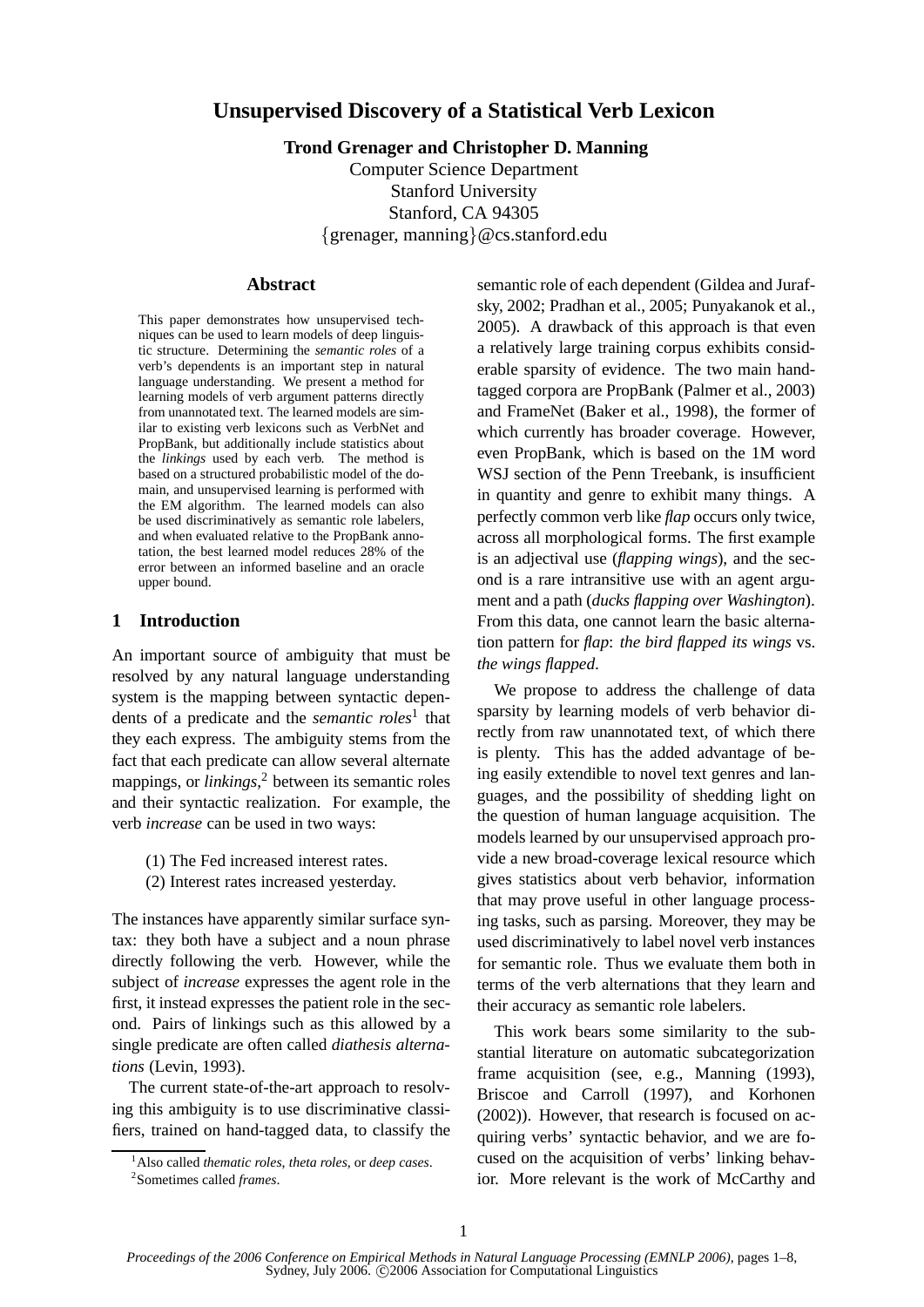# Unsupervised Discovery of a Statistical Verb Lexicon

**Trond Grenager and Christopher D. Manning**

Computer Science Department
Stanford University
Stanford, CA 94305
{grenager, manning}@cs.stanford.edu

## Abstract

This paper demonstrates how unsupervised techniques can be used to learn models of deep linguistic structure. Determining the *semantic roles* of a verb's dependents is an important step in natural language understanding. We present a method for learning models of verb argument patterns directly from unannotated text. The learned models are similar to existing verb lexicons such as VerbNet and PropBank, but additionally include statistics about the *linkings* used by each verb. The method is based on a structured probabilistic model of the domain, and unsupervised learning is performed with the EM algorithm. The learned models can also be used discriminatively as semantic role labelers, and when evaluated relative to the PropBank annotation, the best learned model reduces 28% of the error between an informed baseline and an oracle upper bound.

## 1 Introduction

An important source of ambiguity that must be resolved by any natural language understanding system is the mapping between syntactic dependents of a predicate and the *semantic roles*[1] that they each express. The ambiguity stems from the fact that each predicate can allow several alternate mappings, or *linkings*,[2] between its semantic roles and their syntactic realization. For example, the verb *increase* can be used in two ways:

(1) The Fed increased interest rates.
(2) Interest rates increased yesterday.

The instances have apparently similar surface syntax: they both have a subject and a noun phrase directly following the verb. However, while the subject of *increase* expresses the agent role in the first, it instead expresses the patient role in the second. Pairs of linkings such as this allowed by a single predicate are often called *diathesis alternations* (Levin, 1993).

The current state-of-the-art approach to resolving this ambiguity is to use discriminative classifiers, trained on hand-tagged data, to classify the semantic role of each dependent (Gildea and Jurafsky, 2002; Pradhan et al., 2005; Punyakanok et al., 2005). A drawback of this approach is that even a relatively large training corpus exhibits considerable sparsity of evidence. The two main hand-tagged corpora are PropBank (Palmer et al., 2003) and FrameNet (Baker et al., 1998), the former of which currently has broader coverage. However, even PropBank, which is based on the 1M word WSJ section of the Penn Treebank, is insufficient in quantity and genre to exhibit many things. A perfectly common verb like *flap* occurs only twice, across all morphological forms. The first example is an adjectival use (*flapping wings*), and the second is a rare intransitive use with an agent argument and a path (*ducks flapping over Washington*). From this data, one cannot learn the basic alternation pattern for *flap*: *the bird flapped its wings* vs. *the wings flapped*.

We propose to address the challenge of data sparsity by learning models of verb behavior directly from raw unannotated text, of which there is plenty. This has the added advantage of being easily extendible to novel text genres and languages, and the possibility of shedding light on the question of human language acquisition. The models learned by our unsupervised approach provide a new broad-coverage lexical resource which gives statistics about verb behavior, information that may prove useful in other language processing tasks, such as parsing. Moreover, they may be used discriminatively to label novel verb instances for semantic role. Thus we evaluate them both in terms of the verb alternations that they learn and their accuracy as semantic role labelers.

This work bears some similarity to the substantial literature on automatic subcategorization frame acquisition (see, e.g., Manning (1993), Briscoe and Carroll (1997), and Korhonen (2002)). However, that research is focused on acquiring verbs' syntactic behavior, and we are focused on the acquisition of verbs' linking behavior. More relevant is the work of McCarthy and

[1] Also called *thematic roles*, *theta roles*, or *deep cases*.

[2] Sometimes called *frames*.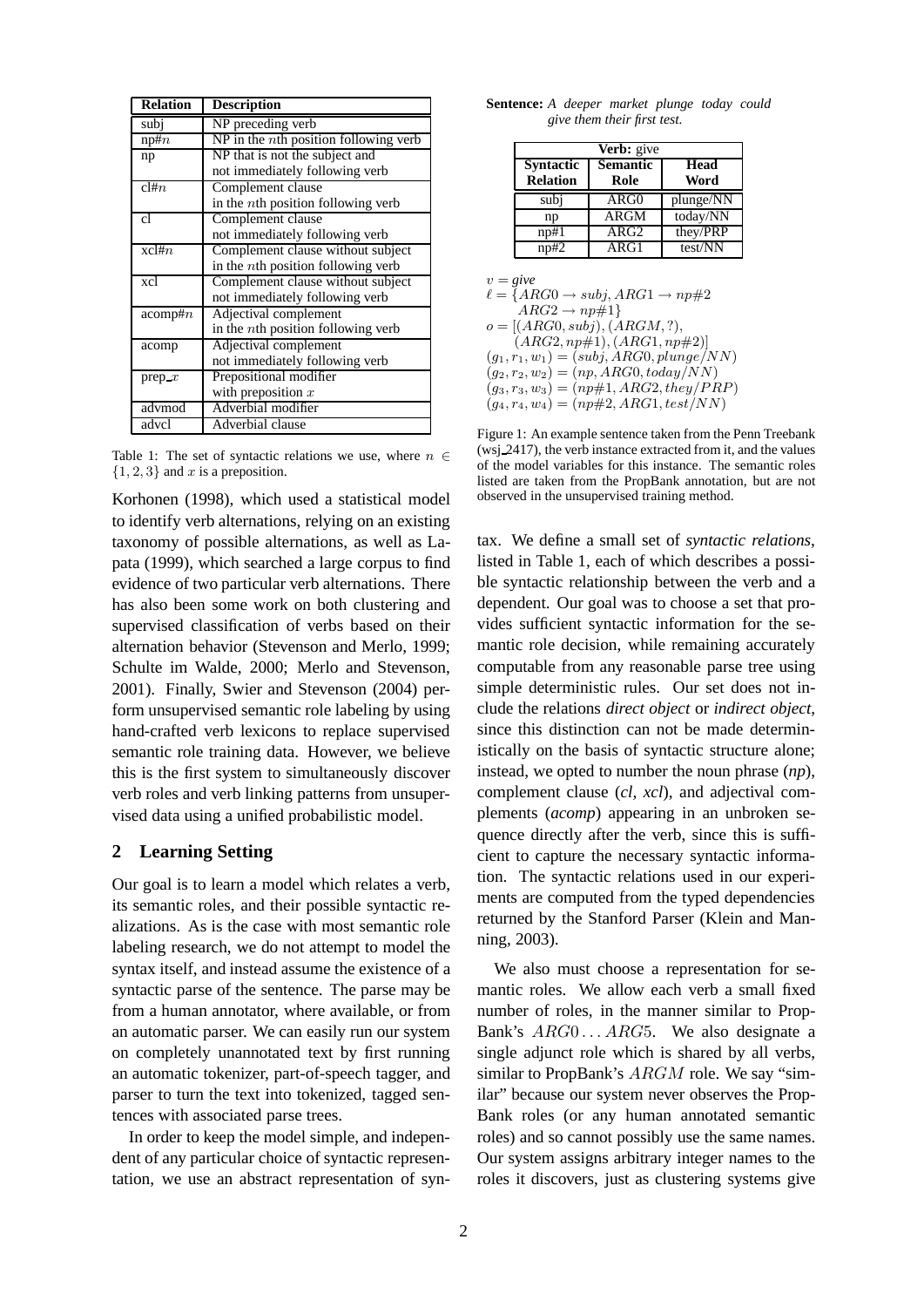| Relation | Description |
|---|---|
| subj | NP preceding verb |
| np#$n$ | NP in the $n$th position following verb |
| np | NP that is not the subject and not immediately following verb |
| cl#$n$ | Complement clause in the $n$th position following verb |
| cl | Complement clause not immediately following verb |
| xcl#$n$ | Complement clause without subject in the $n$th position following verb |
| xcl | Complement clause without subject not immediately following verb |
| acomp#$n$ | Adjectival complement in the $n$th position following verb |
| acomp | Adjectival complement not immediately following verb |
| prep_$x$ | Prepositional modifier with preposition $x$ |
| advmod | Adverbial modifier |
| advcl | Adverbial clause |

Table 1: The set of syntactic relations we use, where $n \in \{1, 2, 3\}$ and $x$ is a preposition.

**Sentence:** *A deeper market plunge today could give them their first test.*

| **Verb:** give | | |
|---|---|---|
| **Syntactic Relation** | **Semantic Role** | **Head Word** |
| subj | ARG0 | plunge/NN |
| np | ARGM | today/NN |
| np#1 | ARG2 | they/PRP |
| np#2 | ARG1 | test/NN |

$v =$ *give*
$\ell = \{ARG0 \rightarrow subj, ARG1 \rightarrow np\#2$
$\quad ARG2 \rightarrow np\#1\}$
$o = [(ARG0, subj), (ARGM, ?),$
$\quad (ARG2, np\#1), (ARG1, np\#2)]$
$(g_1, r_1, w_1) = (subj, ARG0, plunge/NN)$
$(g_2, r_2, w_2) = (np, ARG0, today/NN)$
$(g_3, r_3, w_3) = (np\#1, ARG2, they/PRP)$
$(g_4, r_4, w_4) = (np\#2, ARG1, test/NN)$

Figure 1: An example sentence taken from the Penn Treebank (wsj_2417), the verb instance extracted from it, and the values of the model variables for this instance. The semantic roles listed are taken from the PropBank annotation, but are not observed in the unsupervised training method.

Korhonen (1998), which used a statistical model to identify verb alternations, relying on an existing taxonomy of possible alternations, as well as Lapata (1999), which searched a large corpus to find evidence of two particular verb alternations. There has also been some work on both clustering and supervised classification of verbs based on their alternation behavior (Stevenson and Merlo, 1999; Schulte im Walde, 2000; Merlo and Stevenson, 2001). Finally, Swier and Stevenson (2004) perform unsupervised semantic role labeling by using hand-crafted verb lexicons to replace supervised semantic role training data. However, we believe this is the first system to simultaneously discover verb roles and verb linking patterns from unsupervised data using a unified probabilistic model.

## 2 Learning Setting

Our goal is to learn a model which relates a verb, its semantic roles, and their possible syntactic realizations. As is the case with most semantic role labeling research, we do not attempt to model the syntax itself, and instead assume the existence of a syntactic parse of the sentence. The parse may be from a human annotator, where available, or from an automatic parser. We can easily run our system on completely unannotated text by first running an automatic tokenizer, part-of-speech tagger, and parser to turn the text into tokenized, tagged sentences with associated parse trees.

In order to keep the model simple, and independent of any particular choice of syntactic representation, we use an abstract representation of syntax. We define a small set of *syntactic relations*, listed in Table 1, each of which describes a possible syntactic relationship between the verb and a dependent. Our goal was to choose a set that provides sufficient syntactic information for the semantic role decision, while remaining accurately computable from any reasonable parse tree using simple deterministic rules. Our set does not include the relations *direct object* or *indirect object*, since this distinction can not be made deterministically on the basis of syntactic structure alone; instead, we opted to number the noun phrase (*np*), complement clause (*cl, xcl*), and adjectival complements (*acomp*) appearing in an unbroken sequence directly after the verb, since this is sufficient to capture the necessary syntactic information. The syntactic relations used in our experiments are computed from the typed dependencies returned by the Stanford Parser (Klein and Manning, 2003).

We also must choose a representation for semantic roles. We allow each verb a small fixed number of roles, in the manner similar to PropBank's $ARG0 \ldots ARG5$. We also designate a single adjunct role which is shared by all verbs, similar to PropBank's $ARGM$ role. We say "similar" because our system never observes the PropBank roles (or any human annotated semantic roles) and so cannot possibly use the same names. Our system assigns arbitrary integer names to the roles it discovers, just as clustering systems give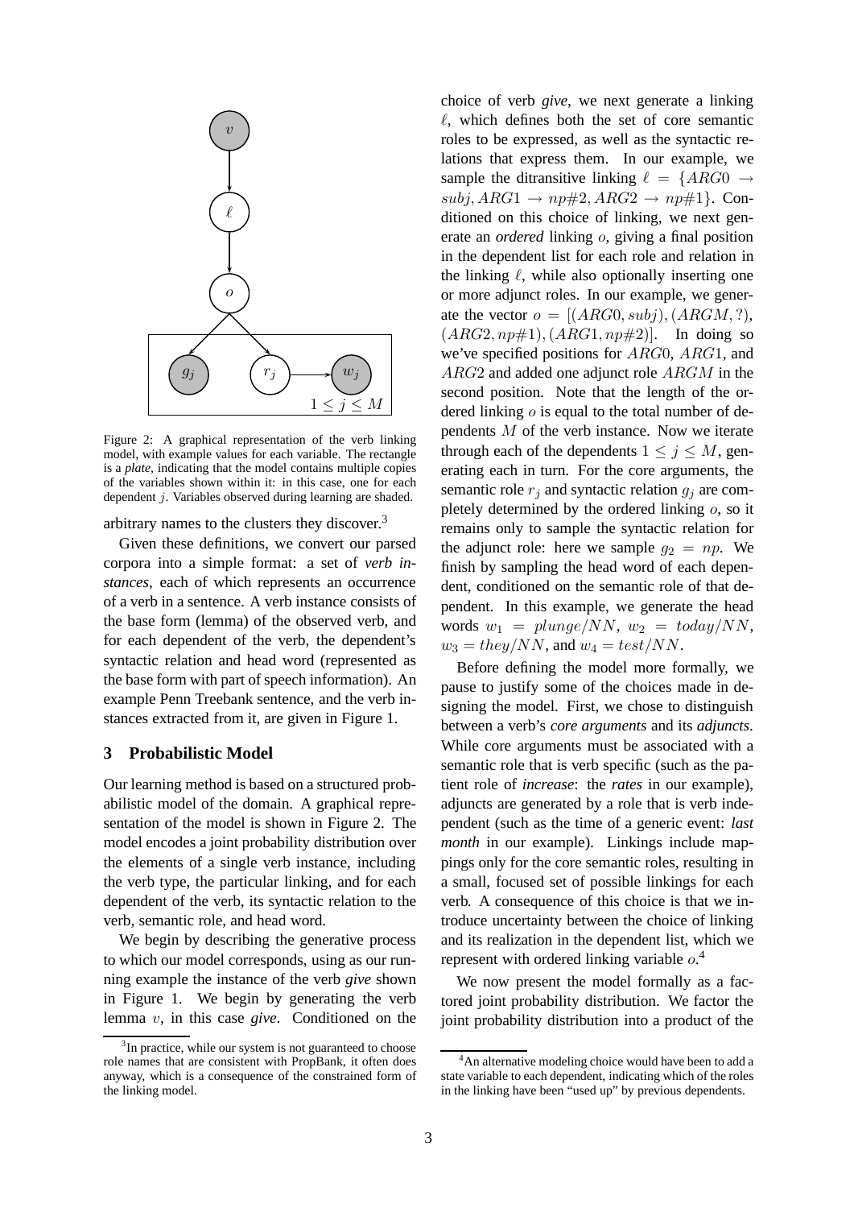Figure 2: A graphical representation of the verb linking model, with example values for each variable. The rectangle is a *plate*, indicating that the model contains multiple copies of the variables shown within it: in this case, one for each dependent $j$. Variables observed during learning are shaded.

arbitrary names to the clusters they discover.[3]

Given these definitions, we convert our parsed corpora into a simple format: a set of *verb instances*, each of which represents an occurrence of a verb in a sentence. A verb instance consists of the base form (lemma) of the observed verb, and for each dependent of the verb, the dependent's syntactic relation and head word (represented as the base form with part of speech information). An example Penn Treebank sentence, and the verb instances extracted from it, are given in Figure 1.

## 3 Probabilistic Model

Our learning method is based on a structured probabilistic model of the domain. A graphical representation of the model is shown in Figure 2. The model encodes a joint probability distribution over the elements of a single verb instance, including the verb type, the particular linking, and for each dependent of the verb, its syntactic relation to the verb, semantic role, and head word.

We begin by describing the generative process to which our model corresponds, using as our running example the instance of the verb *give* shown in Figure 1. We begin by generating the verb lemma $v$, in this case *give*. Conditioned on the choice of verb *give*, we next generate a linking $\ell$, which defines both the set of core semantic roles to be expressed, as well as the syntactic relations that express them. In our example, we sample the ditransitive linking $\ell = \{ARG0 \rightarrow subj, ARG1 \rightarrow np\#2, ARG2 \rightarrow np\#1\}$. Conditioned on this choice of linking, we next generate an *ordered* linking $o$, giving a final position in the dependent list for each role and relation in the linking $\ell$, while also optionally inserting one or more adjunct roles. In our example, we generate the vector $o = [(ARG0, subj), (ARGM, ?), (ARG2, np\#1), (ARG1, np\#2)]$. In doing so we've specified positions for $ARG0$, $ARG1$, and $ARG2$ and added one adjunct role $ARGM$ in the second position. Note that the length of the ordered linking $o$ is equal to the total number of dependents $M$ of the verb instance. Now we iterate through each of the dependents $1 \leq j \leq M$, generating each in turn. For the core arguments, the semantic role $r_j$ and syntactic relation $g_j$ are completely determined by the ordered linking $o$, so it remains only to sample the syntactic relation for the adjunct role: here we sample $g_2 = np$. We finish by sampling the head word of each dependent, conditioned on the semantic role of that dependent. In this example, we generate the head words $w_1 = plunge/NN$, $w_2 = today/NN$, $w_3 = they/NN$, and $w_4 = test/NN$.

Before defining the model more formally, we pause to justify some of the choices made in designing the model. First, we chose to distinguish between a verb's *core arguments* and its *adjuncts*. While core arguments must be associated with a semantic role that is verb specific (such as the patient role of *increase*: the *rates* in our example), adjuncts are generated by a role that is verb independent (such as the time of a generic event: *last month* in our example). Linkings include mappings only for the core semantic roles, resulting in a small, focused set of possible linkings for each verb. A consequence of this choice is that we introduce uncertainty between the choice of linking and its realization in the dependent list, which we represent with ordered linking variable $o$.[4]

We now present the model formally as a factored joint probability distribution. We factor the joint probability distribution into a product of the

[3] In practice, while our system is not guaranteed to choose role names that are consistent with PropBank, it often does anyway, which is a consequence of the constrained form of the linking model.

[4] An alternative modeling choice would have been to add a state variable to each dependent, indicating which of the roles in the linking have been "used up" by previous dependents.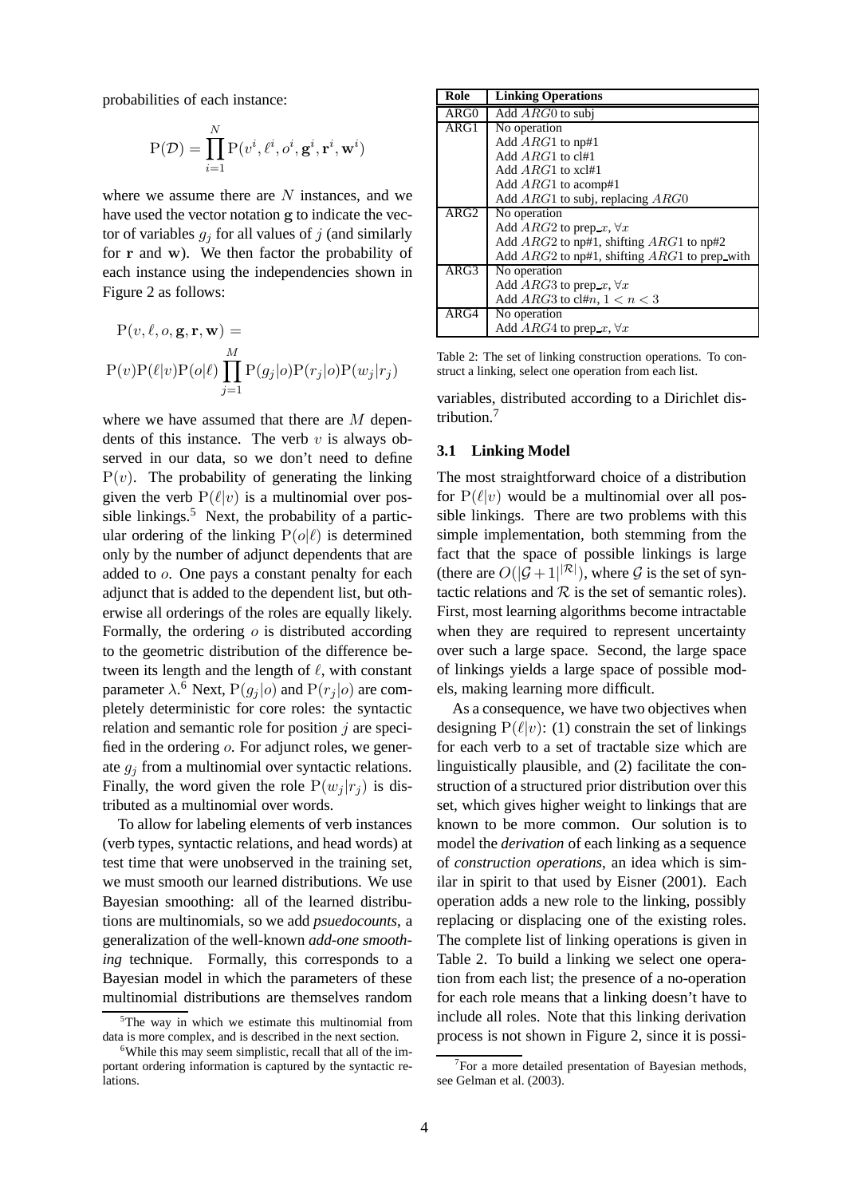probabilities of each instance:

$$\mathrm{P}(\mathcal{D}) = \prod_{i=1}^{N} \mathrm{P}(v^i, \ell^i, o^i, \mathbf{g}^i, \mathbf{r}^i, \mathbf{w}^i)$$

where we assume there are $N$ instances, and we have used the vector notation $\mathbf{g}$ to indicate the vector of variables $g_j$ for all values of $j$ (and similarly for $\mathbf{r}$ and $\mathbf{w}$). We then factor the probability of each instance using the independencies shown in Figure 2 as follows:

$$\mathrm{P}(v, \ell, o, \mathbf{g}, \mathbf{r}, \mathbf{w}) = \mathrm{P}(v)\mathrm{P}(\ell|v)\mathrm{P}(o|\ell) \prod_{j=1}^{M} \mathrm{P}(g_j|o)\mathrm{P}(r_j|o)\mathrm{P}(w_j|r_j)$$

where we have assumed that there are $M$ dependents of this instance. The verb $v$ is always observed in our data, so we don't need to define $\mathrm{P}(v)$. The probability of generating the linking given the verb $\mathrm{P}(\ell|v)$ is a multinomial over possible linkings.[5] Next, the probability of a particular ordering of the linking $\mathrm{P}(o|\ell)$ is determined only by the number of adjunct dependents that are added to $o$. One pays a constant penalty for each adjunct that is added to the dependent list, but otherwise all orderings of the roles are equally likely. Formally, the ordering $o$ is distributed according to the geometric distribution of the difference between its length and the length of $\ell$, with constant parameter $\lambda$.[6] Next, $\mathrm{P}(g_j|o)$ and $\mathrm{P}(r_j|o)$ are completely deterministic for core roles: the syntactic relation and semantic role for position $j$ are specified in the ordering $o$. For adjunct roles, we generate $g_j$ from a multinomial over syntactic relations. Finally, the word given the role $\mathrm{P}(w_j|r_j)$ is distributed as a multinomial over words.

To allow for labeling elements of verb instances (verb types, syntactic relations, and head words) at test time that were unobserved in the training set, we must smooth our learned distributions. We use Bayesian smoothing: all of the learned distributions are multinomials, so we add *psuedocounts*, a generalization of the well-known *add-one smoothing* technique. Formally, this corresponds to a Bayesian model in which the parameters of these multinomial distributions are themselves random variables, distributed according to a Dirichlet distribution.[7]

[5] The way in which we estimate this multinomial from data is more complex, and is described in the next section.

[6] While this may seem simplistic, recall that all of the important ordering information is captured by the syntactic relations.

[7] For a more detailed presentation of Bayesian methods, see Gelman et al. (2003).

| Role | Linking Operations |
|---|---|
| ARG0 | Add $ARG0$ to subj |
| ARG1 | No operation |
| | Add $ARG1$ to np#1 |
| | Add $ARG1$ to cl#1 |
| | Add $ARG1$ to xcl#1 |
| | Add $ARG1$ to acomp#1 |
| | Add $ARG1$ to subj, replacing $ARG0$ |
| ARG2 | No operation |
| | Add $ARG2$ to prep_$x$, $\forall x$ |
| | Add $ARG2$ to np#1, shifting $ARG1$ to np#2 |
| | Add $ARG2$ to np#1, shifting $ARG1$ to prep_with |
| ARG3 | No operation |
| | Add $ARG3$ to prep_$x$, $\forall x$ |
| | Add $ARG3$ to cl#$n$, $1 < n < 3$ |
| ARG4 | No operation |
| | Add $ARG4$ to prep_$x$, $\forall x$ |

Table 2: The set of linking construction operations. To construct a linking, select one operation from each list.

### 3.1 Linking Model

The most straightforward choice of a distribution for $\mathrm{P}(\ell|v)$ would be a multinomial over all possible linkings. There are two problems with this simple implementation, both stemming from the fact that the space of possible linkings is large (there are $O(|\mathcal{G}+1|^{|\mathcal{R}|})$, where $\mathcal{G}$ is the set of syntactic relations and $\mathcal{R}$ is the set of semantic roles). First, most learning algorithms become intractable when they are required to represent uncertainty over such a large space. Second, the large space of linkings yields a large space of possible models, making learning more difficult.

As a consequence, we have two objectives when designing $\mathrm{P}(\ell|v)$: (1) constrain the set of linkings for each verb to a set of tractable size which are linguistically plausible, and (2) facilitate the construction of a structured prior distribution over this set, which gives higher weight to linkings that are known to be more common. Our solution is to model the *derivation* of each linking as a sequence of *construction operations*, an idea which is similar in spirit to that used by Eisner (2001). Each operation adds a new role to the linking, possibly replacing or displacing one of the existing roles. The complete list of linking operations is given in Table 2. To build a linking we select one operation from each list; the presence of a no-operation for each role means that a linking doesn't have to include all roles. Note that this linking derivation process is not shown in Figure 2, since it is possi-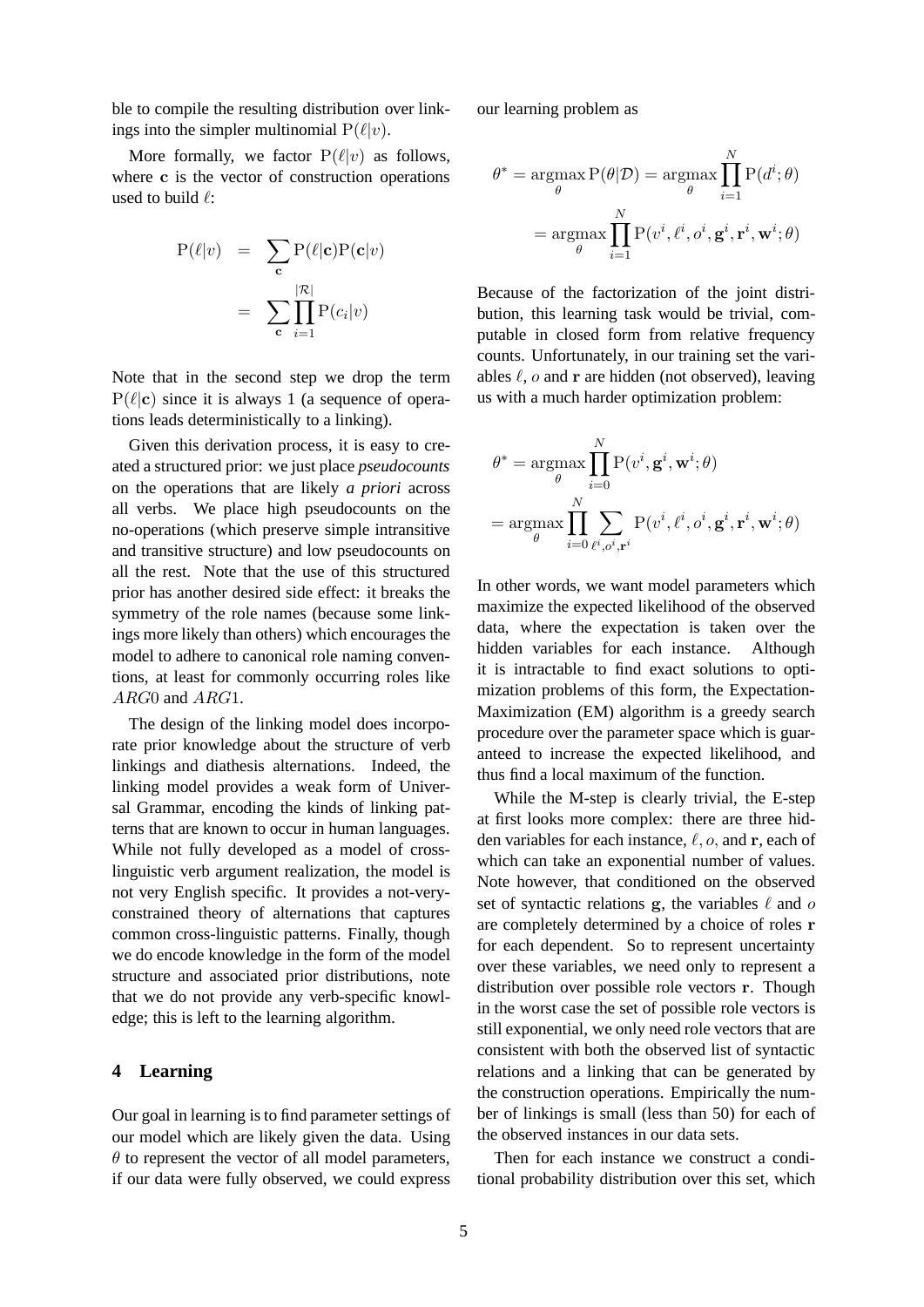ble to compile the resulting distribution over linkings into the simpler multinomial $\mathrm{P}(\ell|v)$.

More formally, we factor $\mathrm{P}(\ell|v)$ as follows, where $\mathbf{c}$ is the vector of construction operations used to build $\ell$:

$$\begin{aligned}\mathrm{P}(\ell|v) &= \sum_{\mathbf{c}} \mathrm{P}(\ell|\mathbf{c})\mathrm{P}(\mathbf{c}|v) \\ &= \sum_{\mathbf{c}} \prod_{i=1}^{|\mathcal{R}|} \mathrm{P}(c_i|v)\end{aligned}$$

Note that in the second step we drop the term $\mathrm{P}(\ell|\mathbf{c})$ since it is always 1 (a sequence of operations leads deterministically to a linking).

Given this derivation process, it is easy to created a structured prior: we just place *pseudocounts* on the operations that are likely *a priori* across all verbs. We place high pseudocounts on the no-operations (which preserve simple intransitive and transitive structure) and low pseudocounts on all the rest. Note that the use of this structured prior has another desired side effect: it breaks the symmetry of the role names (because some linkings more likely than others) which encourages the model to adhere to canonical role naming conventions, at least for commonly occurring roles like $ARG0$ and $ARG1$.

The design of the linking model does incorporate prior knowledge about the structure of verb linkings and diathesis alternations. Indeed, the linking model provides a weak form of Universal Grammar, encoding the kinds of linking patterns that are known to occur in human languages. While not fully developed as a model of cross-linguistic verb argument realization, the model is not very English specific. It provides a not-very-constrained theory of alternations that captures common cross-linguistic patterns. Finally, though we do encode knowledge in the form of the model structure and associated prior distributions, note that we do not provide any verb-specific knowledge; this is left to the learning algorithm.

## 4 Learning

Our goal in learning is to find parameter settings of our model which are likely given the data. Using $\theta$ to represent the vector of all model parameters, if our data were fully observed, we could express our learning problem as

$$\begin{aligned}\theta^* &= \operatorname*{argmax}_{\theta} \mathrm{P}(\theta|\mathcal{D}) = \operatorname*{argmax}_{\theta} \prod_{i=1}^{N} \mathrm{P}(d^i;\theta) \\ &= \operatorname*{argmax}_{\theta} \prod_{i=1}^{N} \mathrm{P}(v^i, \ell^i, o^i, \mathbf{g}^i, \mathbf{r}^i, \mathbf{w}^i; \theta)\end{aligned}$$

Because of the factorization of the joint distribution, this learning task would be trivial, computable in closed form from relative frequency counts. Unfortunately, in our training set the variables $\ell$, $o$ and $\mathbf{r}$ are hidden (not observed), leaving us with a much harder optimization problem:

$$\begin{aligned}\theta^* &= \operatorname*{argmax}_{\theta} \prod_{i=0}^{N} \mathrm{P}(v^i, \mathbf{g}^i, \mathbf{w}^i; \theta) \\ &= \operatorname*{argmax}_{\theta} \prod_{i=0}^{N} \sum_{\ell^i, o^i, \mathbf{r}^i} \mathrm{P}(v^i, \ell^i, o^i, \mathbf{g}^i, \mathbf{r}^i, \mathbf{w}^i; \theta)\end{aligned}$$

In other words, we want model parameters which maximize the expected likelihood of the observed data, where the expectation is taken over the hidden variables for each instance. Although it is intractable to find exact solutions to optimization problems of this form, the Expectation-Maximization (EM) algorithm is a greedy search procedure over the parameter space which is guaranteed to increase the expected likelihood, and thus find a local maximum of the function.

While the M-step is clearly trivial, the E-step at first looks more complex: there are three hidden variables for each instance, $\ell, o$, and $\mathbf{r}$, each of which can take an exponential number of values. Note however, that conditioned on the observed set of syntactic relations $\mathbf{g}$, the variables $\ell$ and $o$ are completely determined by a choice of roles $\mathbf{r}$ for each dependent. So to represent uncertainty over these variables, we need only to represent a distribution over possible role vectors $\mathbf{r}$. Though in the worst case the set of possible role vectors is still exponential, we only need role vectors that are consistent with both the observed list of syntactic relations and a linking that can be generated by the construction operations. Empirically the number of linkings is small (less than 50) for each of the observed instances in our data sets.

Then for each instance we construct a conditional probability distribution over this set, which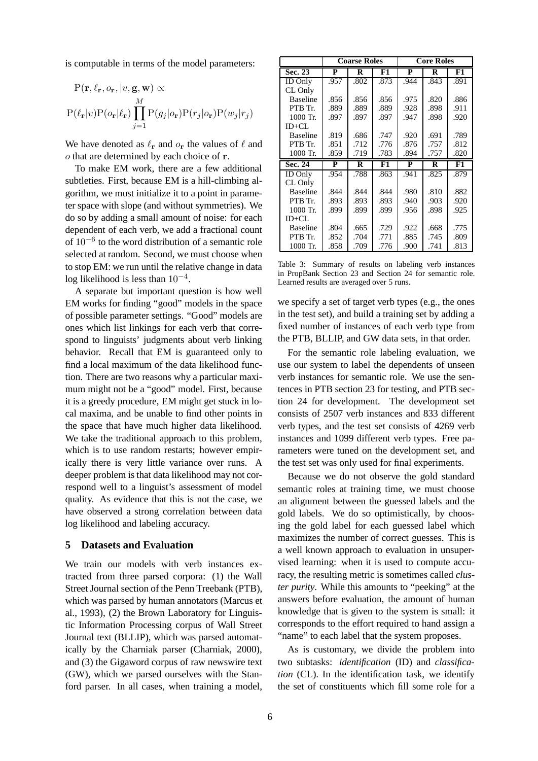is computable in terms of the model parameters:

$$\mathrm{P}(\mathbf{r}, \ell_{\mathbf{r}}, o_{\mathbf{r}}, |v, \mathbf{g}, \mathbf{w}) \propto$$

$$\mathrm{P}(\ell_{\mathbf{r}}|v)\mathrm{P}(o_{\mathbf{r}}|\ell_{\mathbf{r}}) \prod_{j=1}^{M} \mathrm{P}(g_j|o_{\mathbf{r}})\mathrm{P}(r_j|o_{\mathbf{r}})\mathrm{P}(w_j|r_j)$$

We have denoted as $\ell_{\mathbf{r}}$ and $o_{\mathbf{r}}$ the values of $\ell$ and $o$ that are determined by each choice of $\mathbf{r}$.

To make EM work, there are a few additional subtleties. First, because EM is a hill-climbing algorithm, we must initialize it to a point in parameter space with slope (and without symmetries). We do so by adding a small amount of noise: for each dependent of each verb, we add a fractional count of $10^{-6}$ to the word distribution of a semantic role selected at random. Second, we must choose when to stop EM: we run until the relative change in data log likelihood is less than $10^{-4}$.

A separate but important question is how well EM works for finding "good" models in the space of possible parameter settings. "Good" models are ones which list linkings for each verb that correspond to linguists' judgments about verb linking behavior. Recall that EM is guaranteed only to find a local maximum of the data likelihood function. There are two reasons why a particular maximum might not be a "good" model. First, because it is a greedy procedure, EM might get stuck in local maxima, and be unable to find other points in the space that have much higher data likelihood. We take the traditional approach to this problem, which is to use random restarts; however empirically there is very little variance over runs. A deeper problem is that data likelihood may not correspond well to a linguist's assessment of model quality. As evidence that this is not the case, we have observed a strong correlation between data log likelihood and labeling accuracy.

## 5 Datasets and Evaluation

We train our models with verb instances extracted from three parsed corpora: (1) the Wall Street Journal section of the Penn Treebank (PTB), which was parsed by human annotators (Marcus et al., 1993), (2) the Brown Laboratory for Linguistic Information Processing corpus of Wall Street Journal text (BLLIP), which was parsed automatically by the Charniak parser (Charniak, 2000), and (3) the Gigaword corpus of raw newswire text (GW), which we parsed ourselves with the Stanford parser. In all cases, when training a model, we specify a set of target verb types (e.g., the ones in the test set), and build a training set by adding a fixed number of instances of each verb type from the PTB, BLLIP, and GW data sets, in that order.

| | Coarse Roles | | | Core Roles | | |
|---|---|---|---|---|---|---|
| **Sec. 23** | **P** | **R** | **F1** | **P** | **R** | **F1** |
| ID Only | .957 | .802 | .873 | .944 | .843 | .891 |
| CL Only | | | | | | |
| Baseline | .856 | .856 | .856 | .975 | .820 | .886 |
| PTB Tr. | .889 | .889 | .889 | .928 | .898 | .911 |
| 1000 Tr. | .897 | .897 | .897 | .947 | .898 | .920 |
| ID+CL | | | | | | |
| Baseline | .819 | .686 | .747 | .920 | .691 | .789 |
| PTB Tr. | .851 | .712 | .776 | .876 | .757 | .812 |
| 1000 Tr. | .859 | .719 | .783 | .894 | .757 | .820 |
| **Sec. 24** | **P** | **R** | **F1** | **P** | **R** | **F1** |
| ID Only | .954 | .788 | .863 | .941 | .825 | .879 |
| CL Only | | | | | | |
| Baseline | .844 | .844 | .844 | .980 | .810 | .882 |
| PTB Tr. | .893 | .893 | .893 | .940 | .903 | .920 |
| 1000 Tr. | .899 | .899 | .899 | .956 | .898 | .925 |
| ID+CL | | | | | | |
| Baseline | .804 | .665 | .729 | .922 | .668 | .775 |
| PTB Tr. | .852 | .704 | .771 | .885 | .745 | .809 |
| 1000 Tr. | .858 | .709 | .776 | .900 | .741 | .813 |

Table 3: Summary of results on labeling verb instances in PropBank Section 23 and Section 24 for semantic role. Learned results are averaged over 5 runs.

For the semantic role labeling evaluation, we use our system to label the dependents of unseen verb instances for semantic role. We use the sentences in PTB section 23 for testing, and PTB section 24 for development. The development set consists of 2507 verb instances and 833 different verb types, and the test set consists of 4269 verb instances and 1099 different verb types. Free parameters were tuned on the development set, and the test set was only used for final experiments.

Because we do not observe the gold standard semantic roles at training time, we must choose an alignment between the guessed labels and the gold labels. We do so optimistically, by choosing the gold label for each guessed label which maximizes the number of correct guesses. This is a well known approach to evaluation in unsupervised learning: when it is used to compute accuracy, the resulting metric is sometimes called *cluster purity*. While this amounts to "peeking" at the answers before evaluation, the amount of human knowledge that is given to the system is small: it corresponds to the effort required to hand assign a "name" to each label that the system proposes.

As is customary, we divide the problem into two subtasks: *identification* (ID) and *classification* (CL). In the identification task, we identify the set of constituents which fill some role for a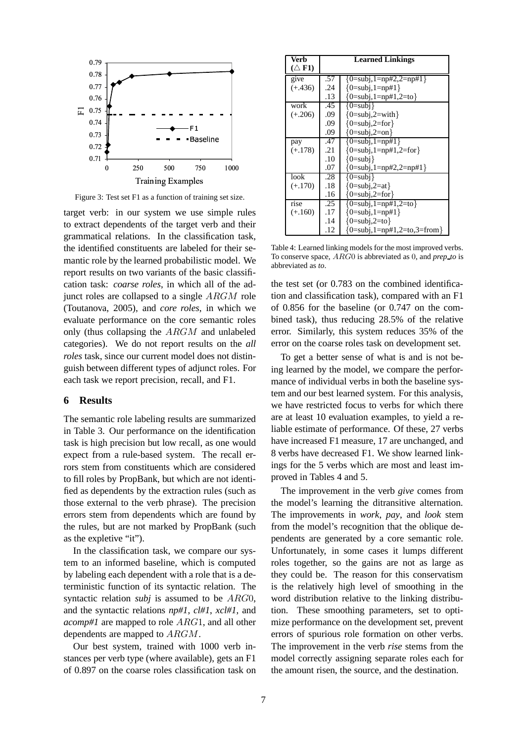Figure 3: Test set F1 as a function of training set size.

target verb: in our system we use simple rules to extract dependents of the target verb and their grammatical relations. In the classification task, the identified constituents are labeled for their semantic role by the learned probabilistic model. We report results on two variants of the basic classification task: *coarse roles*, in which all of the adjunct roles are collapsed to a single $ARGM$ role (Toutanova, 2005), and *core roles*, in which we evaluate performance on the core semantic roles only (thus collapsing the $ARGM$ and unlabeled categories). We do not report results on the *all roles* task, since our current model does not distinguish between different types of adjunct roles. For each task we report precision, recall, and F1.

## 6 Results

The semantic role labeling results are summarized in Table 3. Our performance on the identification task is high precision but low recall, as one would expect from a rule-based system. The recall errors stem from constituents which are considered to fill roles by PropBank, but which are not identified as dependents by the extraction rules (such as those external to the verb phrase). The precision errors stem from dependents which are found by the rules, but are not marked by PropBank (such as the expletive "it").

In the classification task, we compare our system to an informed baseline, which is computed by labeling each dependent with a role that is a deterministic function of its syntactic relation. The syntactic relation *subj* is assumed to be $ARG0$, and the syntactic relations *np#1*, *cl#1*, *xcl#1*, and *acomp#1* are mapped to role $ARG1$, and all other dependents are mapped to $ARGM$.

Our best system, trained with 1000 verb instances per verb type (where available), gets an F1 of 0.897 on the coarse roles classification task on the test set (or 0.783 on the combined identification and classification task), compared with an F1 of 0.856 for the baseline (or 0.747 on the combined task), thus reducing 28.5% of the relative error. Similarly, this system reduces 35% of the error on the coarse roles task on development set.

| Verb ($\triangle$ F1) | | Learned Linkings |
|---|---|---|
| give | .57 | {0=subj,1=np#2,2=np#1} |
| (+.436) | .24 | {0=subj,1=np#1} |
| | .13 | {0=subj,1=np#1,2=to} |
| work | .45 | {0=subj} |
| (+.206) | .09 | {0=subj,2=with} |
| | .09 | {0=subj,2=for} |
| | .09 | {0=subj,2=on} |
| pay | .47 | {0=subj,1=np#1} |
| (+.178) | .21 | {0=subj,1=np#1,2=for} |
| | .10 | {0=subj} |
| | .07 | {0=subj,1=np#2,2=np#1} |
| look | .28 | {0=subj} |
| (+.170) | .18 | {0=subj,2=at} |
| | .16 | {0=subj,2=for} |
| rise | .25 | {0=subj,1=np#1,2=to} |
| (+.160) | .17 | {0=subj,1=np#1} |
| | .14 | {0=subj,2=to} |
| | .12 | {0=subj,1=np#1,2=to,3=from} |

Table 4: Learned linking models for the most improved verbs. To conserve space, $ARG0$ is abbreviated as 0, and *prep_to* is abbreviated as *to*.

To get a better sense of what is and is not being learned by the model, we compare the performance of individual verbs in both the baseline system and our best learned system. For this analysis, we have restricted focus to verbs for which there are at least 10 evaluation examples, to yield a reliable estimate of performance. Of these, 27 verbs have increased F1 measure, 17 are unchanged, and 8 verbs have decreased F1. We show learned linkings for the 5 verbs which are most and least improved in Tables 4 and 5.

The improvement in the verb *give* comes from the model's learning the ditransitive alternation. The improvements in *work*, *pay*, and *look* stem from the model's recognition that the oblique dependents are generated by a core semantic role. Unfortunately, in some cases it lumps different roles together, so the gains are not as large as they could be. The reason for this conservatism is the relatively high level of smoothing in the word distribution relative to the linking distribution. These smoothing parameters, set to optimize performance on the development set, prevent errors of spurious role formation on other verbs. The improvement in the verb *rise* stems from the model correctly assigning separate roles each for the amount risen, the source, and the destination.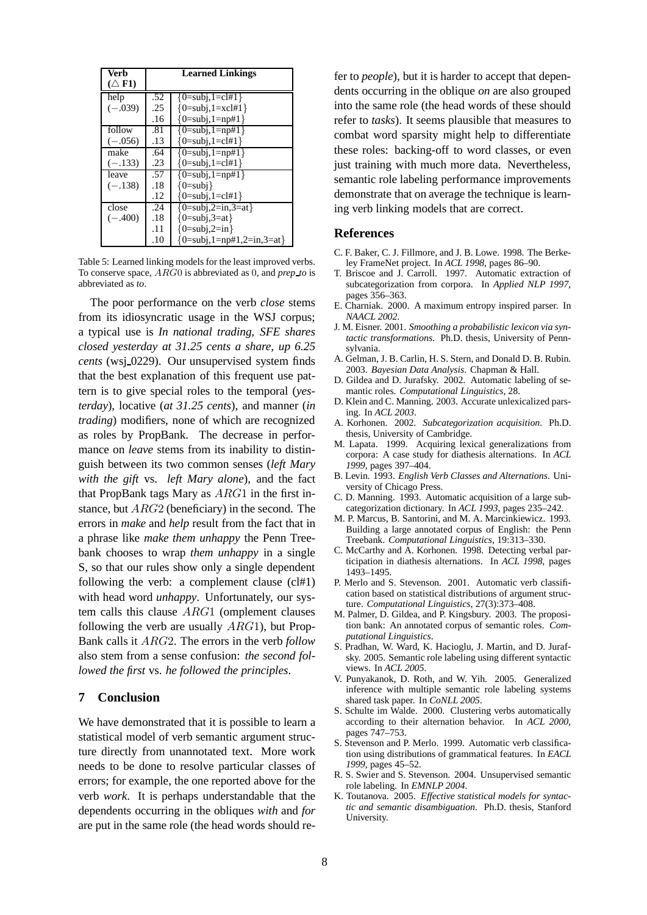| Verb ($\triangle$ F1) | Learned Linkings | |
|---|---|---|
| help | .52 | {0=subj,1=cl#1} |
| $(-.039)$ | .25 | {0=subj,1=xcl#1} |
| | .16 | {0=subj,1=np#1} |
| follow | .81 | {0=subj,1=np#1} |
| $(-.056)$ | .13 | {0=subj,1=cl#1} |
| make | .64 | {0=subj,1=np#1} |
| $(-.133)$ | .23 | {0=subj,1=cl#1} |
| leave | .57 | {0=subj,1=np#1} |
| $(-.138)$ | .18 | {0=subj} |
| | .12 | {0=subj,1=cl#1} |
| close | .24 | {0=subj,2=in,3=at} |
| $(-.400)$ | .18 | {0=subj,3=at} |
| | .11 | {0=subj,2=in} |
| | .10 | {0=subj,1=np#1,2=in,3=at} |

Table 5: Learned linking models for the least improved verbs. To conserve space, $ARG0$ is abbreviated as 0, and *prep_to* is abbreviated as *to*.

The poor performance on the verb *close* stems from its idiosyncratic usage in the WSJ corpus; a typical use is *In national trading, SFE shares closed yesterday at 31.25 cents a share, up 6.25 cents* (wsj_0229). Our unsupervised system finds that the best explanation of this frequent use pattern is to give special roles to the temporal (*yesterday*), locative (*at 31.25 cents*), and manner (*in trading*) modifiers, none of which are recognized as roles by PropBank. The decrease in performance on *leave* stems from its inability to distinguish between its two common senses (*left Mary with the gift* vs. *left Mary alone*), and the fact that PropBank tags Mary as $ARG1$ in the first instance, but $ARG2$ (beneficiary) in the second. The errors in *make* and *help* result from the fact that in a phrase like *make them unhappy* the Penn Treebank chooses to wrap *them unhappy* in a single S, so that our rules show only a single dependent following the verb: a complement clause (cl#1) with head word *unhappy*. Unfortunately, our system calls this clause $ARG1$ (omplement clauses following the verb are usually $ARG1$), but PropBank calls it $ARG2$. The errors in the verb *follow* also stem from a sense confusion: *the second followed the first* vs. *he followed the principles*.

## 7 Conclusion

We have demonstrated that it is possible to learn a statistical model of verb semantic argument structure directly from unannotated text. More work needs to be done to resolve particular classes of errors; for example, the one reported above for the verb *work*. It is perhaps understandable that the dependents occurring in the obliques *with* and *for* are put in the same role (the head words should refer to *people*), but it is harder to accept that dependents occurring in the oblique *on* are also grouped into the same role (the head words of these should refer to *tasks*). It seems plausible that measures to combat word sparsity might help to differentiate these roles: backing-off to word classes, or even just training with much more data. Nevertheless, semantic role labeling performance improvements demonstrate that on average the technique is learning verb linking models that are correct.

## References

C. F. Baker, C. J. Fillmore, and J. B. Lowe. 1998. The Berkeley FrameNet project. In *ACL 1998*, pages 86–90.

T. Briscoe and J. Carroll. 1997. Automatic extraction of subcategorization from corpora. In *Applied NLP 1997*, pages 356–363.

E. Charniak. 2000. A maximum entropy inspired parser. In *NAACL 2002*.

J. M. Eisner. 2001. *Smoothing a probabilistic lexicon via syntactic transformations*. Ph.D. thesis, University of Pennsylvania.

A. Gelman, J. B. Carlin, H. S. Stern, and Donald D. B. Rubin. 2003. *Bayesian Data Analysis*. Chapman & Hall.

D. Gildea and D. Jurafsky. 2002. Automatic labeling of semantic roles. *Computational Linguistics*, 28.

D. Klein and C. Manning. 2003. Accurate unlexicalized parsing. In *ACL 2003*.

A. Korhonen. 2002. *Subcategorization acquisition*. Ph.D. thesis, University of Cambridge.

M. Lapata. 1999. Acquiring lexical generalizations from corpora: A case study for diathesis alternations. In *ACL 1999*, pages 397–404.

B. Levin. 1993. *English Verb Classes and Alternations*. University of Chicago Press.

C. D. Manning. 1993. Automatic acquisition of a large subcategorization dictionary. In *ACL 1993*, pages 235–242.

M. P. Marcus, B. Santorini, and M. A. Marcinkiewicz. 1993. Building a large annotated corpus of English: the Penn Treebank. *Computational Linguistics*, 19:313–330.

C. McCarthy and A. Korhonen. 1998. Detecting verbal participation in diathesis alternations. In *ACL 1998*, pages 1493–1495.

P. Merlo and S. Stevenson. 2001. Automatic verb classification based on statistical distributions of argument structure. *Computational Linguistics*, 27(3):373–408.

M. Palmer, D. Gildea, and P. Kingsbury. 2003. The proposition bank: An annotated corpus of semantic roles. *Computational Linguistics*.

S. Pradhan, W. Ward, K. Hacioglu, J. Martin, and D. Jurafsky. 2005. Semantic role labeling using different syntactic views. In *ACL 2005*.

V. Punyakanok, D. Roth, and W. Yih. 2005. Generalized inference with multiple semantic role labeling systems shared task paper. In *CoNLL 2005*.

S. Schulte im Walde. 2000. Clustering verbs automatically according to their alternation behavior. In *ACL 2000*, pages 747–753.

S. Stevenson and P. Merlo. 1999. Automatic verb classification using distributions of grammatical features. In *EACL 1999*, pages 45–52.

R. S. Swier and S. Stevenson. 2004. Unsupervised semantic role labeling. In *EMNLP 2004*.

K. Toutanova. 2005. *Effective statistical models for syntactic and semantic disambiguation*. Ph.D. thesis, Stanford University.